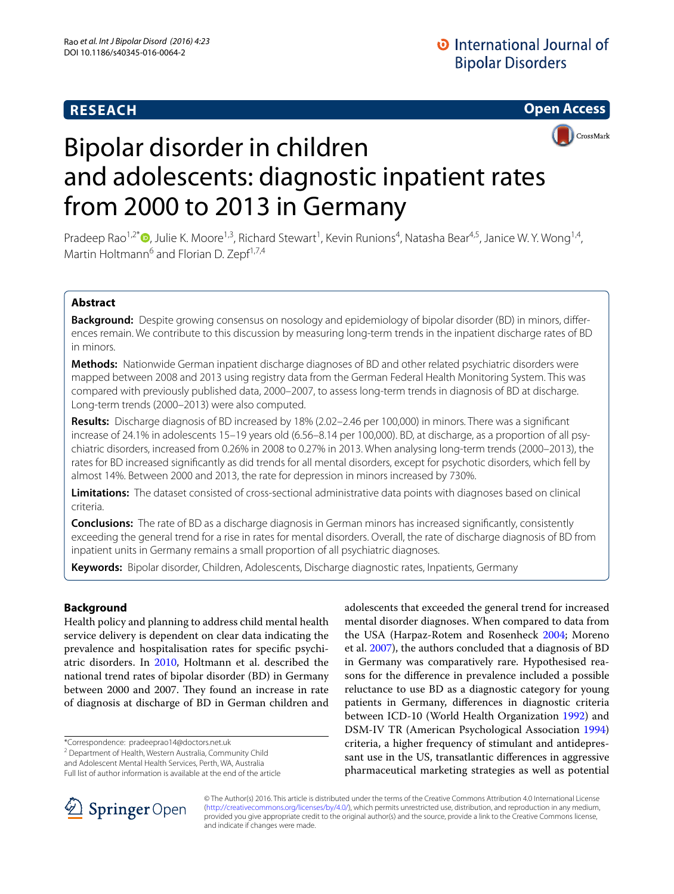RESEACH

Open Access

# Bipolar disorder in children and adolescents: diagnostic inpatient rates from 2000 to 2013 in Germany

Pradeep Rao[1,2*], Julie K. Moore[1,3], Richard Stewart[1], Kevin Runions[4], Natasha Bear[4,5], Janice W. Y. Wong[1,4], Martin Holtmann[6] and Florian D. Zepf[1,7,4]

## Abstract

**Background:** Despite growing consensus on nosology and epidemiology of bipolar disorder (BD) in minors, differences remain. We contribute to this discussion by measuring long-term trends in the inpatient discharge rates of BD in minors.

**Methods:** Nationwide German inpatient discharge diagnoses of BD and other related psychiatric disorders were mapped between 2008 and 2013 using registry data from the German Federal Health Monitoring System. This was compared with previously published data, 2000–2007, to assess long-term trends in diagnosis of BD at discharge. Long-term trends (2000–2013) were also computed.

**Results:** Discharge diagnosis of BD increased by 18% (2.02–2.46 per 100,000) in minors. There was a significant increase of 24.1% in adolescents 15–19 years old (6.56–8.14 per 100,000). BD, at discharge, as a proportion of all psychiatric disorders, increased from 0.26% in 2008 to 0.27% in 2013. When analysing long-term trends (2000–2013), the rates for BD increased significantly as did trends for all mental disorders, except for psychotic disorders, which fell by almost 14%. Between 2000 and 2013, the rate for depression in minors increased by 730%.

**Limitations:** The dataset consisted of cross-sectional administrative data points with diagnoses based on clinical criteria.

**Conclusions:** The rate of BD as a discharge diagnosis in German minors has increased significantly, consistently exceeding the general trend for a rise in rates for mental disorders. Overall, the rate of discharge diagnosis of BD from inpatient units in Germany remains a small proportion of all psychiatric diagnoses.

**Keywords:** Bipolar disorder, Children, Adolescents, Discharge diagnostic rates, Inpatients, Germany

## Background

Health policy and planning to address child mental health service delivery is dependent on clear data indicating the prevalence and hospitalisation rates for specific psychiatric disorders. In 2010, Holtmann et al. described the national trend rates of bipolar disorder (BD) in Germany between 2000 and 2007. They found an increase in rate of diagnosis at discharge of BD in German children and adolescents that exceeded the general trend for increased mental disorder diagnoses. When compared to data from the USA (Harpaz-Rotem and Rosenheck 2004; Moreno et al. 2007), the authors concluded that a diagnosis of BD in Germany was comparatively rare. Hypothesised reasons for the difference in prevalence included a possible reluctance to use BD as a diagnostic category for young patients in Germany, differences in diagnostic criteria between ICD-10 (World Health Organization 1992) and DSM-IV TR (American Psychological Association 1994) criteria, a higher frequency of stimulant and antidepressant use in the US, transatlantic differences in aggressive pharmaceutical marketing strategies as well as potential

*Correspondence: pradeeprao14@doctors.net.uk
[2] Department of Health, Western Australia, Community Child and Adolescent Mental Health Services, Perth, WA, Australia
Full list of author information is available at the end of the article

© The Author(s) 2016. This article is distributed under the terms of the Creative Commons Attribution 4.0 International License (http://creativecommons.org/licenses/by/4.0/), which permits unrestricted use, distribution, and reproduction in any medium, provided you give appropriate credit to the original author(s) and the source, provide a link to the Creative Commons license, and indicate if changes were made.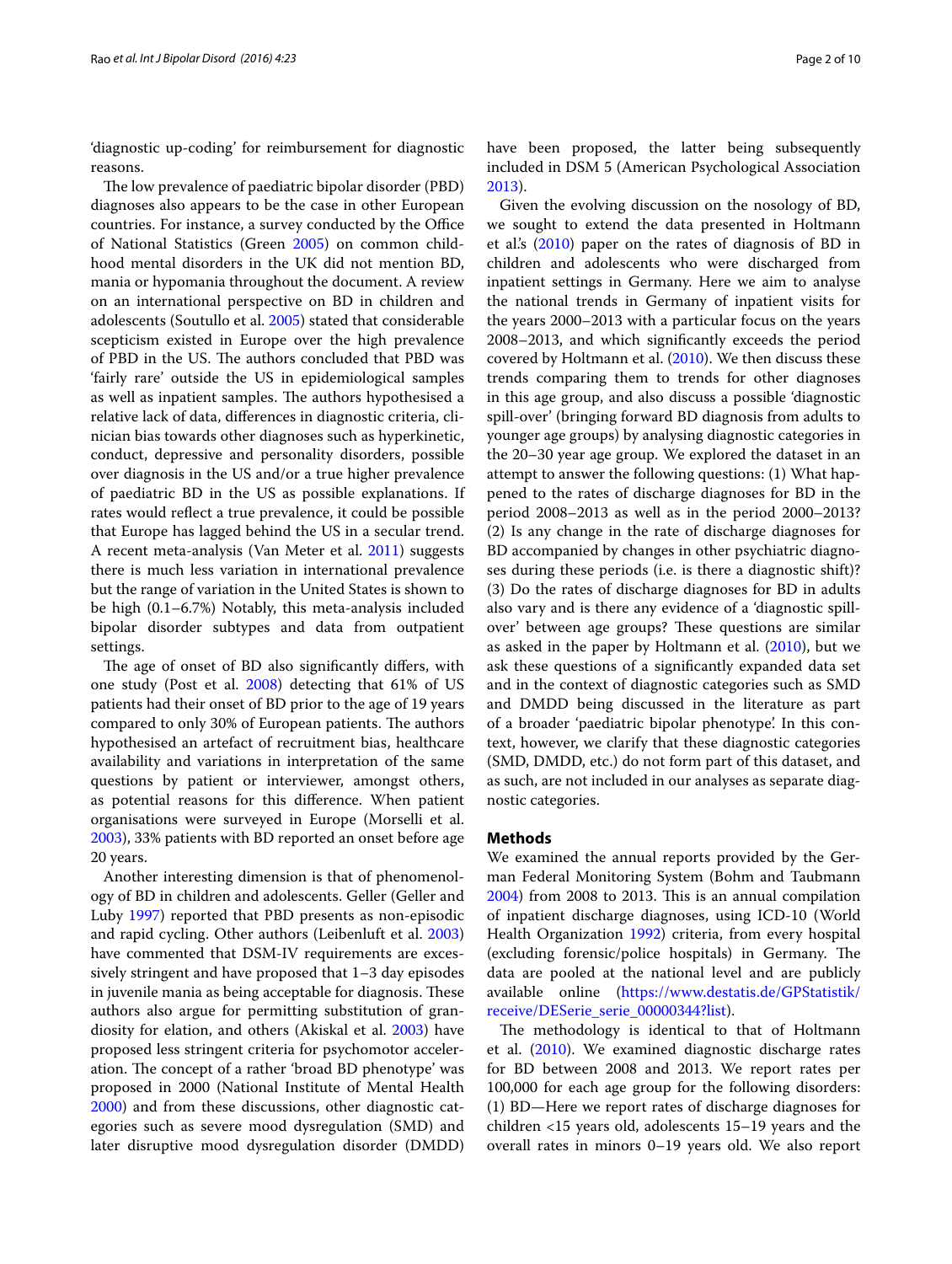'diagnostic up-coding' for reimbursement for diagnostic reasons.

The low prevalence of paediatric bipolar disorder (PBD) diagnoses also appears to be the case in other European countries. For instance, a survey conducted by the Office of National Statistics (Green 2005) on common childhood mental disorders in the UK did not mention BD, mania or hypomania throughout the document. A review on an international perspective on BD in children and adolescents (Soutullo et al. 2005) stated that considerable scepticism existed in Europe over the high prevalence of PBD in the US. The authors concluded that PBD was 'fairly rare' outside the US in epidemiological samples as well as inpatient samples. The authors hypothesised a relative lack of data, differences in diagnostic criteria, clinician bias towards other diagnoses such as hyperkinetic, conduct, depressive and personality disorders, possible over diagnosis in the US and/or a true higher prevalence of paediatric BD in the US as possible explanations. If rates would reflect a true prevalence, it could be possible that Europe has lagged behind the US in a secular trend. A recent meta-analysis (Van Meter et al. 2011) suggests there is much less variation in international prevalence but the range of variation in the United States is shown to be high (0.1–6.7%) Notably, this meta-analysis included bipolar disorder subtypes and data from outpatient settings.

The age of onset of BD also significantly differs, with one study (Post et al. 2008) detecting that 61% of US patients had their onset of BD prior to the age of 19 years compared to only 30% of European patients. The authors hypothesised an artefact of recruitment bias, healthcare availability and variations in interpretation of the same questions by patient or interviewer, amongst others, as potential reasons for this difference. When patient organisations were surveyed in Europe (Morselli et al. 2003), 33% patients with BD reported an onset before age 20 years.

Another interesting dimension is that of phenomenology of BD in children and adolescents. Geller (Geller and Luby 1997) reported that PBD presents as non-episodic and rapid cycling. Other authors (Leibenluft et al. 2003) have commented that DSM-IV requirements are excessively stringent and have proposed that 1–3 day episodes in juvenile mania as being acceptable for diagnosis. These authors also argue for permitting substitution of grandiosity for elation, and others (Akiskal et al. 2003) have proposed less stringent criteria for psychomotor acceleration. The concept of a rather 'broad BD phenotype' was proposed in 2000 (National Institute of Mental Health 2000) and from these discussions, other diagnostic categories such as severe mood dysregulation (SMD) and later disruptive mood dysregulation disorder (DMDD) have been proposed, the latter being subsequently included in DSM 5 (American Psychological Association 2013).

Given the evolving discussion on the nosology of BD, we sought to extend the data presented in Holtmann et al.'s (2010) paper on the rates of diagnosis of BD in children and adolescents who were discharged from inpatient settings in Germany. Here we aim to analyse the national trends in Germany of inpatient visits for the years 2000–2013 with a particular focus on the years 2008–2013, and which significantly exceeds the period covered by Holtmann et al. (2010). We then discuss these trends comparing them to trends for other diagnoses in this age group, and also discuss a possible 'diagnostic spill-over' (bringing forward BD diagnosis from adults to younger age groups) by analysing diagnostic categories in the 20–30 year age group. We explored the dataset in an attempt to answer the following questions: (1) What happened to the rates of discharge diagnoses for BD in the period 2008–2013 as well as in the period 2000–2013? (2) Is any change in the rate of discharge diagnoses for BD accompanied by changes in other psychiatric diagnoses during these periods (i.e. is there a diagnostic shift)? (3) Do the rates of discharge diagnoses for BD in adults also vary and is there any evidence of a 'diagnostic spill-over' between age groups? These questions are similar as asked in the paper by Holtmann et al. (2010), but we ask these questions of a significantly expanded data set and in the context of diagnostic categories such as SMD and DMDD being discussed in the literature as part of a broader 'paediatric bipolar phenotype'. In this context, however, we clarify that these diagnostic categories (SMD, DMDD, etc.) do not form part of this dataset, and as such, are not included in our analyses as separate diagnostic categories.

## Methods

We examined the annual reports provided by the German Federal Monitoring System (Bohm and Taubmann 2004) from 2008 to 2013. This is an annual compilation of inpatient discharge diagnoses, using ICD-10 (World Health Organization 1992) criteria, from every hospital (excluding forensic/police hospitals) in Germany. The data are pooled at the national level and are publicly available online (https://www.destatis.de/GPStatistik/receive/DESerie_serie_00000344?list).

The methodology is identical to that of Holtmann et al. (2010). We examined diagnostic discharge rates for BD between 2008 and 2013. We report rates per 100,000 for each age group for the following disorders: (1) BD—Here we report rates of discharge diagnoses for children <15 years old, adolescents 15–19 years and the overall rates in minors 0–19 years old. We also report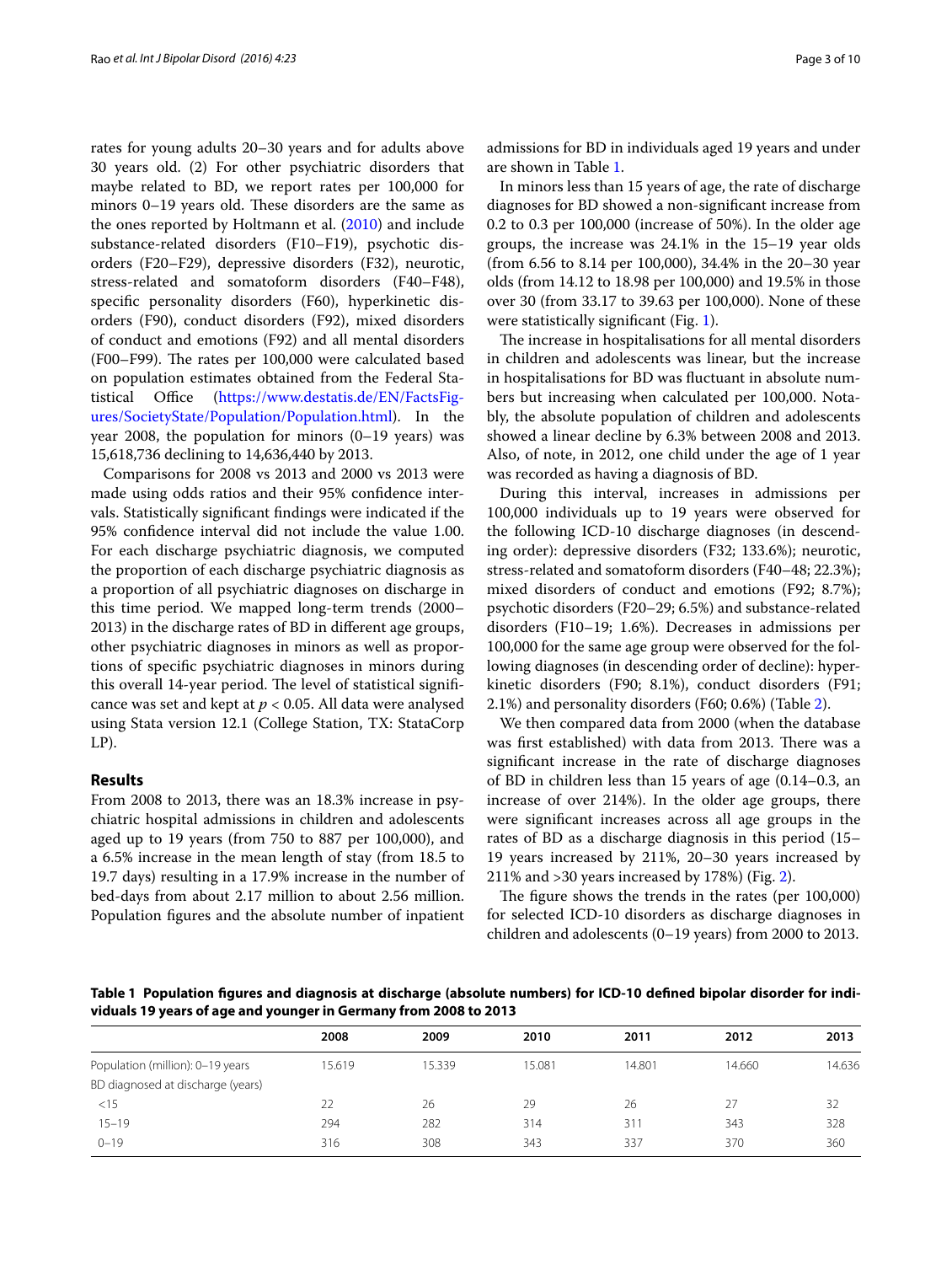rates for young adults 20–30 years and for adults above 30 years old. (2) For other psychiatric disorders that maybe related to BD, we report rates per 100,000 for minors 0–19 years old. These disorders are the same as the ones reported by Holtmann et al. (2010) and include substance-related disorders (F10–F19), psychotic disorders (F20–F29), depressive disorders (F32), neurotic, stress-related and somatoform disorders (F40–F48), specific personality disorders (F60), hyperkinetic disorders (F90), conduct disorders (F92), mixed disorders of conduct and emotions (F92) and all mental disorders (F00–F99). The rates per 100,000 were calculated based on population estimates obtained from the Federal Statistical Office (https://www.destatis.de/EN/FactsFigures/SocietyState/Population/Population.html). In the year 2008, the population for minors (0–19 years) was 15,618,736 declining to 14,636,440 by 2013.

Comparisons for 2008 vs 2013 and 2000 vs 2013 were made using odds ratios and their 95% confidence intervals. Statistically significant findings were indicated if the 95% confidence interval did not include the value 1.00. For each discharge psychiatric diagnosis, we computed the proportion of each discharge psychiatric diagnosis as a proportion of all psychiatric diagnoses on discharge in this time period. We mapped long-term trends (2000–2013) in the discharge rates of BD in different age groups, other psychiatric diagnoses in minors as well as proportions of specific psychiatric diagnoses in minors during this overall 14-year period. The level of statistical significance was set and kept at $p < 0.05$. All data were analysed using Stata version 12.1 (College Station, TX: StataCorp LP).

## Results

From 2008 to 2013, there was an 18.3% increase in psychiatric hospital admissions in children and adolescents aged up to 19 years (from 750 to 887 per 100,000), and a 6.5% increase in the mean length of stay (from 18.5 to 19.7 days) resulting in a 17.9% increase in the number of bed-days from about 2.17 million to about 2.56 million. Population figures and the absolute number of inpatient admissions for BD in individuals aged 19 years and under are shown in Table 1.

In minors less than 15 years of age, the rate of discharge diagnoses for BD showed a non-significant increase from 0.2 to 0.3 per 100,000 (increase of 50%). In the older age groups, the increase was 24.1% in the 15–19 year olds (from 6.56 to 8.14 per 100,000), 34.4% in the 20–30 year olds (from 14.12 to 18.98 per 100,000) and 19.5% in those over 30 (from 33.17 to 39.63 per 100,000). None of these were statistically significant (Fig. 1).

The increase in hospitalisations for all mental disorders in children and adolescents was linear, but the increase in hospitalisations for BD was fluctuant in absolute numbers but increasing when calculated per 100,000. Notably, the absolute population of children and adolescents showed a linear decline by 6.3% between 2008 and 2013. Also, of note, in 2012, one child under the age of 1 year was recorded as having a diagnosis of BD.

During this interval, increases in admissions per 100,000 individuals up to 19 years were observed for the following ICD-10 discharge diagnoses (in descending order): depressive disorders (F32; 133.6%); neurotic, stress-related and somatoform disorders (F40–48; 22.3%); mixed disorders of conduct and emotions (F92; 8.7%); psychotic disorders (F20–29; 6.5%) and substance-related disorders (F10–19; 1.6%). Decreases in admissions per 100,000 for the same age group were observed for the following diagnoses (in descending order of decline): hyperkinetic disorders (F90; 8.1%), conduct disorders (F91; 2.1%) and personality disorders (F60; 0.6%) (Table 2).

We then compared data from 2000 (when the database was first established) with data from 2013. There was a significant increase in the rate of discharge diagnoses of BD in children less than 15 years of age (0.14–0.3, an increase of over 214%). In the older age groups, there were significant increases across all age groups in the rates of BD as a discharge diagnosis in this period (15–19 years increased by 211%, 20–30 years increased by 211% and >30 years increased by 178%) (Fig. 2).

The figure shows the trends in the rates (per 100,000) for selected ICD-10 disorders as discharge diagnoses in children and adolescents (0–19 years) from 2000 to 2013.

**Table 1 Population figures and diagnosis at discharge (absolute numbers) for ICD-10 defined bipolar disorder for individuals 19 years of age and younger in Germany from 2008 to 2013**

| | 2008 | 2009 | 2010 | 2011 | 2012 | 2013 |
|---|---|---|---|---|---|---|
| Population (million): 0–19 years | 15.619 | 15.339 | 15.081 | 14.801 | 14.660 | 14.636 |
| BD diagnosed at discharge (years) | | | | | | |
| <15 | 22 | 26 | 29 | 26 | 27 | 32 |
| 15–19 | 294 | 282 | 314 | 311 | 343 | 328 |
| 0–19 | 316 | 308 | 343 | 337 | 370 | 360 |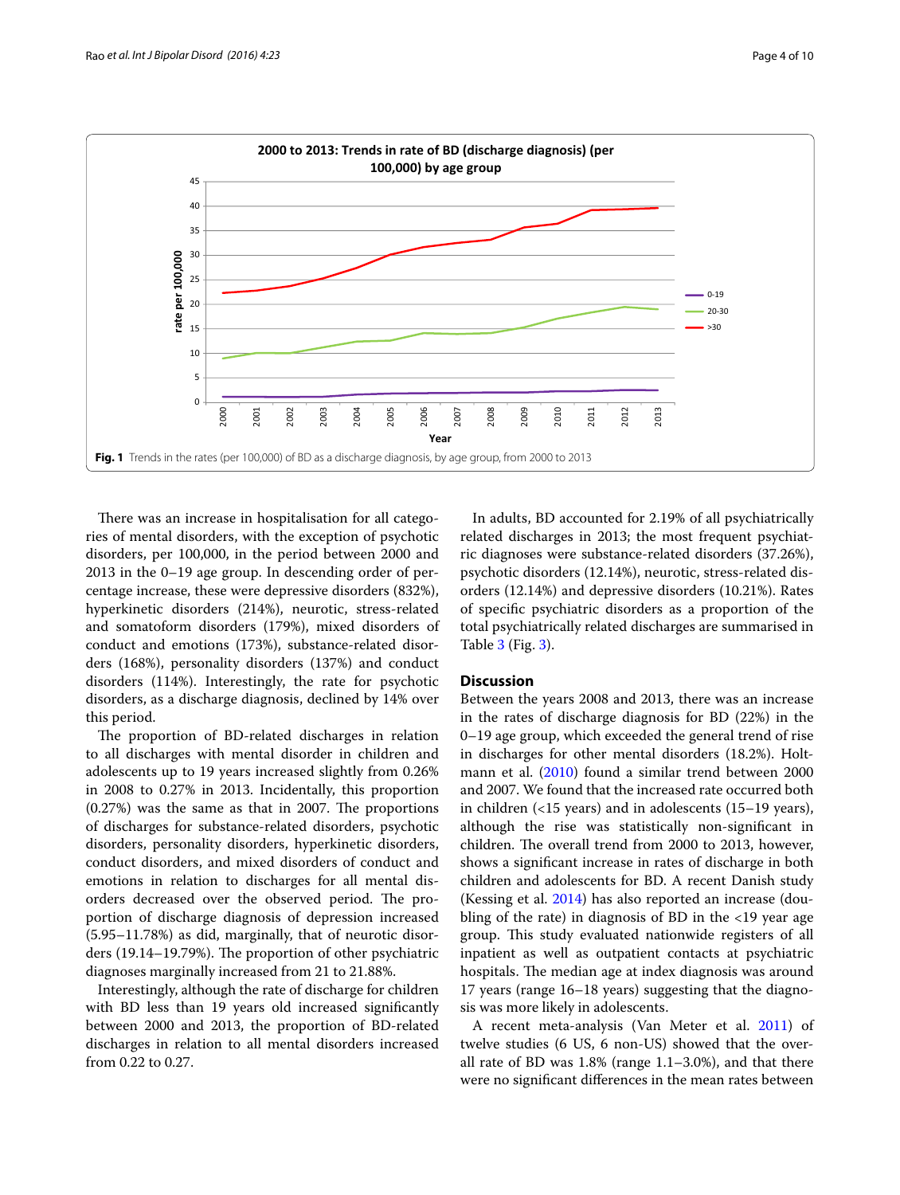Fig. 1 Trends in the rates (per 100,000) of BD as a discharge diagnosis, by age group, from 2000 to 2013

There was an increase in hospitalisation for all categories of mental disorders, with the exception of psychotic disorders, per 100,000, in the period between 2000 and 2013 in the 0–19 age group. In descending order of percentage increase, these were depressive disorders (832%), hyperkinetic disorders (214%), neurotic, stress-related and somatoform disorders (179%), mixed disorders of conduct and emotions (173%), substance-related disorders (168%), personality disorders (137%) and conduct disorders (114%). Interestingly, the rate for psychotic disorders, as a discharge diagnosis, declined by 14% over this period.

The proportion of BD-related discharges in relation to all discharges with mental disorder in children and adolescents up to 19 years increased slightly from 0.26% in 2008 to 0.27% in 2013. Incidentally, this proportion (0.27%) was the same as that in 2007. The proportions of discharges for substance-related disorders, psychotic disorders, personality disorders, hyperkinetic disorders, conduct disorders, and mixed disorders of conduct and emotions in relation to discharges for all mental disorders decreased over the observed period. The proportion of discharge diagnosis of depression increased (5.95–11.78%) as did, marginally, that of neurotic disorders (19.14–19.79%). The proportion of other psychiatric diagnoses marginally increased from 21 to 21.88%.

Interestingly, although the rate of discharge for children with BD less than 19 years old increased significantly between 2000 and 2013, the proportion of BD-related discharges in relation to all mental disorders increased from 0.22 to 0.27.

In adults, BD accounted for 2.19% of all psychiatrically related discharges in 2013; the most frequent psychiatric diagnoses were substance-related disorders (37.26%), psychotic disorders (12.14%), neurotic, stress-related disorders (12.14%) and depressive disorders (10.21%). Rates of specific psychiatric disorders as a proportion of the total psychiatrically related discharges are summarised in Table 3 (Fig. 3).

## Discussion

Between the years 2008 and 2013, there was an increase in the rates of discharge diagnosis for BD (22%) in the 0–19 age group, which exceeded the general trend of rise in discharges for other mental disorders (18.2%). Holtmann et al. (2010) found a similar trend between 2000 and 2007. We found that the increased rate occurred both in children (<15 years) and in adolescents (15–19 years), although the rise was statistically non-significant in children. The overall trend from 2000 to 2013, however, shows a significant increase in rates of discharge in both children and adolescents for BD. A recent Danish study (Kessing et al. 2014) has also reported an increase (doubling of the rate) in diagnosis of BD in the <19 year age group. This study evaluated nationwide registers of all inpatient as well as outpatient contacts at psychiatric hospitals. The median age at index diagnosis was around 17 years (range 16–18 years) suggesting that the diagnosis was more likely in adolescents.

A recent meta-analysis (Van Meter et al. 2011) of twelve studies (6 US, 6 non-US) showed that the overall rate of BD was 1.8% (range 1.1–3.0%), and that there were no significant differences in the mean rates between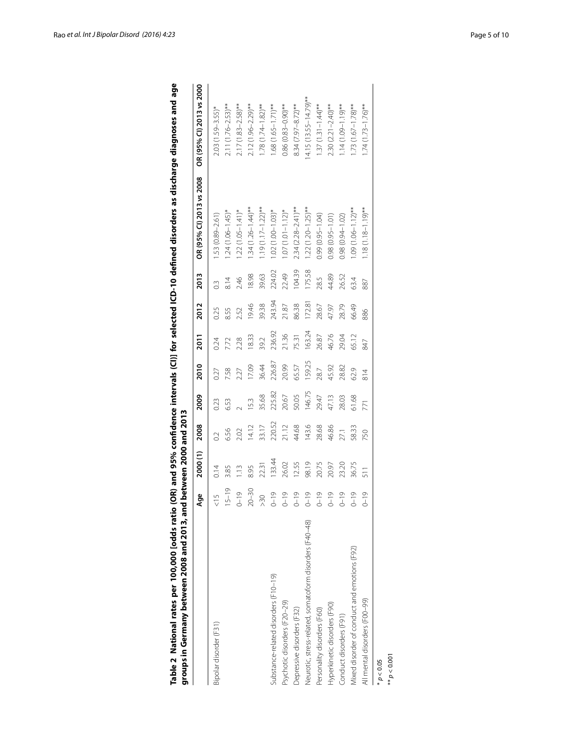**Table 2 National rates per 100,000 [odds ratio (OR) and 95% confidence intervals (CI)] for selected ICD-10 defined disorders as discharge diagnoses and age groups in Germany between 2008 and 2013, and between 2000 and 2013**

| | Age | 2000 (1) | 2008 | 2009 | 2010 | 2011 | 2012 | 2013 | OR (95% CI) 2013 vs 2008 | OR (95% CI) 2013 vs 2000 |
|---|---|---|---|---|---|---|---|---|---|---|
| Bipolar disorder (F31) | <15 | 0.14 | 0.2 | 0.23 | 0.27 | 0.24 | 0.25 | 0.3 | 1.53 (0.89–2.61) | 2.03 (1.59–3.55)* |
| | 15–19 | 3.85 | 6.56 | 6.53 | 7.58 | 7.72 | 8.55 | 8.14 | 1.24 (1.06–1.45)* | 2.11 (1.76–2.53)** |
| | 0–19 | 1.13 | 2.02 | 2 | 2.27 | 2.28 | 2.52 | 2.46 | 1.22 (1.05–1.41)* | 2.17 (1.83–2.58)** |
| | 20–30 | 8.95 | 14.12 | 15.3 | 17.09 | 18.33 | 19.46 | 18.98 | 1.34 (1.26–1.44)** | 2.12 (1.96–2.29)** |
| | >30 | 22.31 | 33.17 | 35.68 | 36.44 | 39.2 | 39.38 | 39.63 | 1.19 (1.17–1.22)** | 1.78 (1.74–1.82)** |
| Substance-related disorders (F10–19) | 0–19 | 133.44 | 220.52 | 225.82 | 226.87 | 236.92 | 243.94 | 224.02 | 1.02 (1.00–1.03)* | 1.68 (1.65–1.71)** |
| Psychotic disorders (F20–29) | 0–19 | 26.02 | 21.12 | 20.67 | 20.99 | 21.36 | 21.87 | 22.49 | 1.07 (1.01–1.12)* | 0.86 (0.83–0.90)** |
| Depressive disorders (F32) | 0–19 | 12.55 | 44.68 | 50.05 | 65.57 | 75.31 | 86.38 | 104.39 | 2.34 (2.28–2.41)** | 8.34 (7.97–8.72)** |
| Neurotic, stress-related, somatoform disorders (F40–48) | 0–19 | 98.19 | 143.6 | 146.75 | 159.25 | 163.24 | 172.81 | 175.58 | 1.22 (1.20–1.25)** | 14.15 (13.55–14.79)** |
| Personality disorders (F60) | 0–19 | 20.75 | 28.68 | 29.47 | 28.7 | 26.87 | 28.67 | 28.5 | 0.99 (0.95–1.04) | 1.37 (1.31–1.44)** |
| Hyperkinetic disorders (F90) | 0–19 | 20.97 | 46.86 | 47.13 | 45.92 | 46.76 | 47.97 | 44.89 | 0.98 (0.95–1.01) | 2.30 (2.21–2.40)** |
| Conduct disorders (F91) | 0–19 | 23.20 | 27.1 | 28.03 | 28.82 | 29.04 | 28.79 | 26.52 | 0.98 (0.94–1.02) | 1.14 (1.09–1.19)** |
| Mixed disorder of conduct and emotions (F92) | 0–19 | 36.75 | 58.33 | 61.68 | 62.9 | 65.12 | 66.49 | 63.4 | 1.09 (1.06–1.12)** | 1.73 (1.67–1.78)** |
| All mental disorders (F00–99) | 0–19 | 511 | 750 | 771 | 814 | 847 | 886 | 887 | 1.18 (1.18–1.19)** | 1.74 (1.73–1.76)** |

\* $p < 0.05$

\*\* $p < 0.001$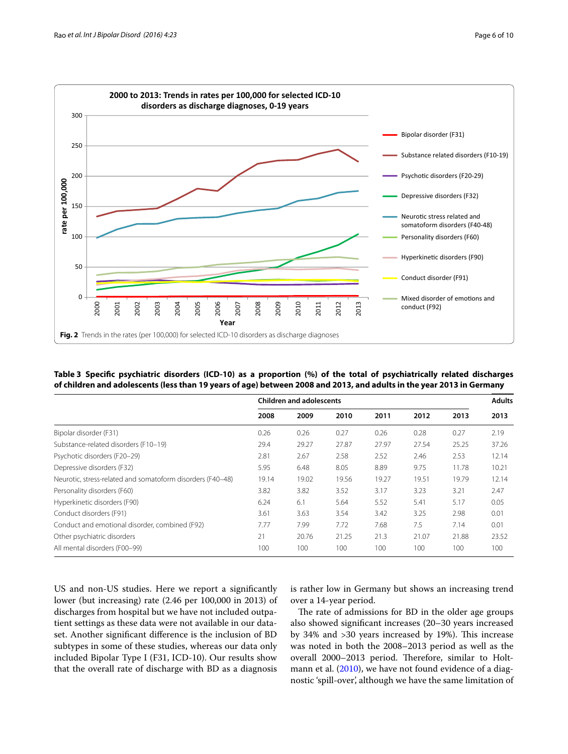Fig. 2 Trends in the rates (per 100,000) for selected ICD-10 disorders as discharge diagnoses

**Table 3 Specific psychiatric disorders (ICD-10) as a proportion (%) of the total of psychiatrically related discharges of children and adolescents (less than 19 years of age) between 2008 and 2013, and adults in the year 2013 in Germany**

| | Children and adolescents | | | | | | Adults |
|---|---|---|---|---|---|---|---|
| | 2008 | 2009 | 2010 | 2011 | 2012 | 2013 | 2013 |
| Bipolar disorder (F31) | 0.26 | 0.26 | 0.27 | 0.26 | 0.28 | 0.27 | 2.19 |
| Substance-related disorders (F10–19) | 29.4 | 29.27 | 27.87 | 27.97 | 27.54 | 25.25 | 37.26 |
| Psychotic disorders (F20–29) | 2.81 | 2.67 | 2.58 | 2.52 | 2.46 | 2.53 | 12.14 |
| Depressive disorders (F32) | 5.95 | 6.48 | 8.05 | 8.89 | 9.75 | 11.78 | 10.21 |
| Neurotic, stress-related and somatoform disorders (F40–48) | 19.14 | 19.02 | 19.56 | 19.27 | 19.51 | 19.79 | 12.14 |
| Personality disorders (F60) | 3.82 | 3.82 | 3.52 | 3.17 | 3.23 | 3.21 | 2.47 |
| Hyperkinetic disorders (F90) | 6.24 | 6.1 | 5.64 | 5.52 | 5.41 | 5.17 | 0.05 |
| Conduct disorders (F91) | 3.61 | 3.63 | 3.54 | 3.42 | 3.25 | 2.98 | 0.01 |
| Conduct and emotional disorder, combined (F92) | 7.77 | 7.99 | 7.72 | 7.68 | 7.5 | 7.14 | 0.01 |
| Other psychiatric disorders | 21 | 20.76 | 21.25 | 21.3 | 21.07 | 21.88 | 23.52 |
| All mental disorders (F00–99) | 100 | 100 | 100 | 100 | 100 | 100 | 100 |

US and non-US studies. Here we report a significantly lower (but increasing) rate (2.46 per 100,000 in 2013) of discharges from hospital but we have not included outpatient settings as these data were not available in our dataset. Another significant difference is the inclusion of BD subtypes in some of these studies, whereas our data only included Bipolar Type I (F31, ICD-10). Our results show that the overall rate of discharge with BD as a diagnosis is rather low in Germany but shows an increasing trend over a 14-year period.

The rate of admissions for BD in the older age groups also showed significant increases (20–30 years increased by 34% and >30 years increased by 19%). This increase was noted in both the 2008–2013 period as well as the overall 2000–2013 period. Therefore, similar to Holtmann et al. (2010), we have not found evidence of a diagnostic 'spill-over', although we have the same limitation of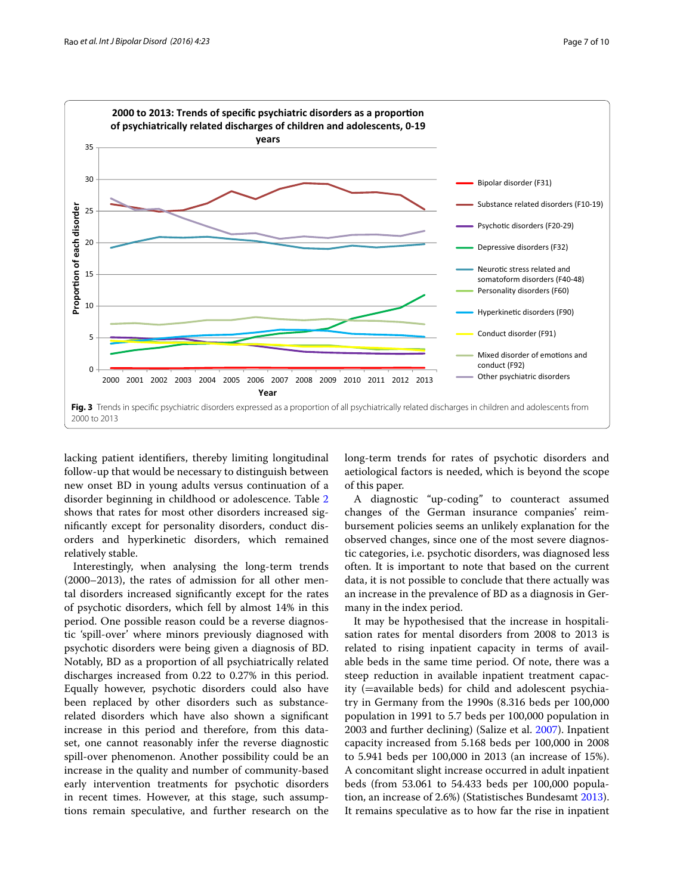**Fig. 3** Trends in specific psychiatric disorders expressed as a proportion of all psychiatrically related discharges in children and adolescents from 2000 to 2013

lacking patient identifiers, thereby limiting longitudinal follow-up that would be necessary to distinguish between new onset BD in young adults versus continuation of a disorder beginning in childhood or adolescence. Table 2 shows that rates for most other disorders increased significantly except for personality disorders, conduct disorders and hyperkinetic disorders, which remained relatively stable.

Interestingly, when analysing the long-term trends (2000–2013), the rates of admission for all other mental disorders increased significantly except for the rates of psychotic disorders, which fell by almost 14% in this period. One possible reason could be a reverse diagnostic 'spill-over' where minors previously diagnosed with psychotic disorders were being given a diagnosis of BD. Notably, BD as a proportion of all psychiatrically related discharges increased from 0.22 to 0.27% in this period. Equally however, psychotic disorders could also have been replaced by other disorders such as substance-related disorders which have also shown a significant increase in this period and therefore, from this dataset, one cannot reasonably infer the reverse diagnostic spill-over phenomenon. Another possibility could be an increase in the quality and number of community-based early intervention treatments for psychotic disorders in recent times. However, at this stage, such assumptions remain speculative, and further research on the long-term trends for rates of psychotic disorders and aetiological factors is needed, which is beyond the scope of this paper.

A diagnostic "up-coding" to counteract assumed changes of the German insurance companies' reimbursement policies seems an unlikely explanation for the observed changes, since one of the most severe diagnostic categories, i.e. psychotic disorders, was diagnosed less often. It is important to note that based on the current data, it is not possible to conclude that there actually was an increase in the prevalence of BD as a diagnosis in Germany in the index period.

It may be hypothesised that the increase in hospitalisation rates for mental disorders from 2008 to 2013 is related to rising inpatient capacity in terms of available beds in the same time period. Of note, there was a steep reduction in available inpatient treatment capacity (=available beds) for child and adolescent psychiatry in Germany from the 1990s (8.316 beds per 100,000 population in 1991 to 5.7 beds per 100,000 population in 2003 and further declining) (Salize et al. 2007). Inpatient capacity increased from 5.168 beds per 100,000 in 2008 to 5.941 beds per 100,000 in 2013 (an increase of 15%). A concomitant slight increase occurred in adult inpatient beds (from 53.061 to 54.433 beds per 100,000 population, an increase of 2.6%) (Statistisches Bundesamt 2013). It remains speculative as to how far the rise in inpatient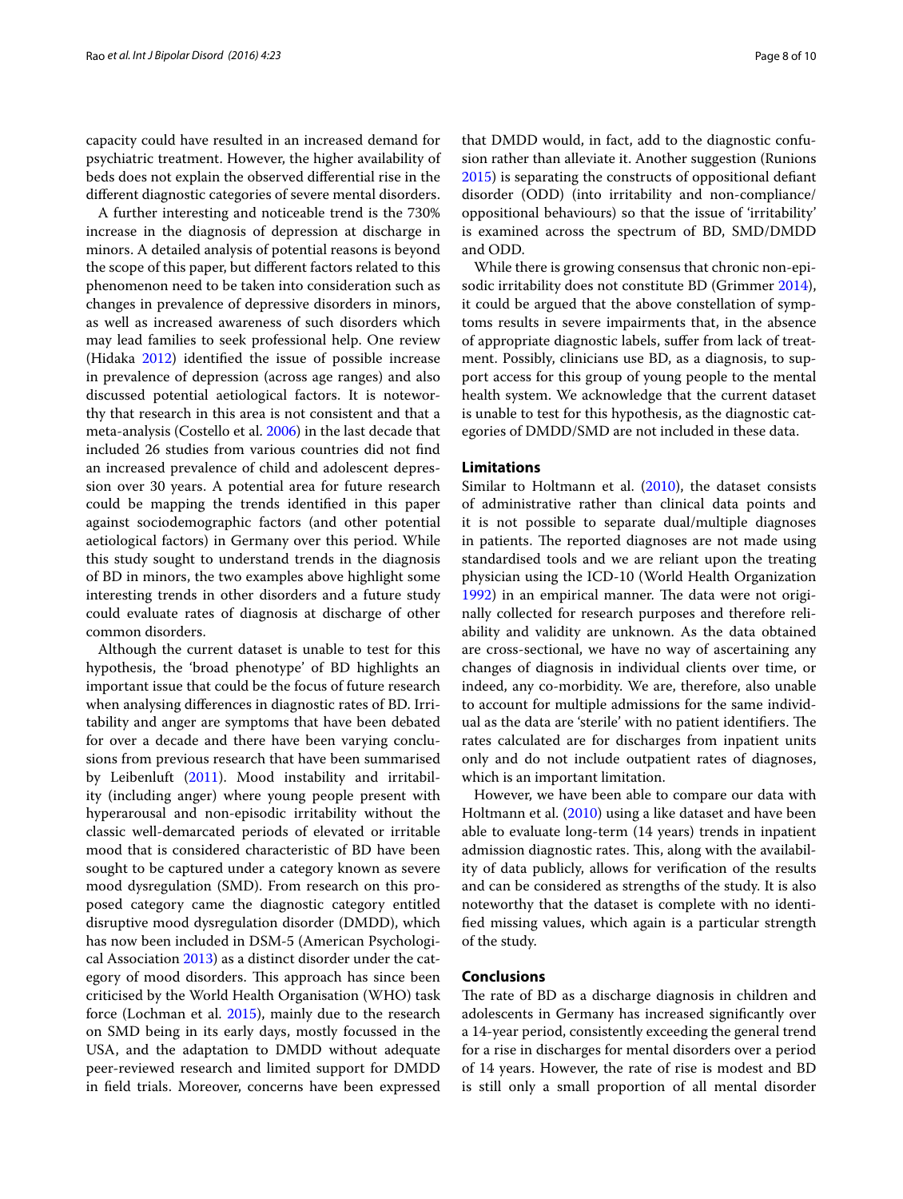capacity could have resulted in an increased demand for psychiatric treatment. However, the higher availability of beds does not explain the observed differential rise in the different diagnostic categories of severe mental disorders.

A further interesting and noticeable trend is the 730% increase in the diagnosis of depression at discharge in minors. A detailed analysis of potential reasons is beyond the scope of this paper, but different factors related to this phenomenon need to be taken into consideration such as changes in prevalence of depressive disorders in minors, as well as increased awareness of such disorders which may lead families to seek professional help. One review (Hidaka 2012) identified the issue of possible increase in prevalence of depression (across age ranges) and also discussed potential aetiological factors. It is noteworthy that research in this area is not consistent and that a meta-analysis (Costello et al. 2006) in the last decade that included 26 studies from various countries did not find an increased prevalence of child and adolescent depression over 30 years. A potential area for future research could be mapping the trends identified in this paper against sociodemographic factors (and other potential aetiological factors) in Germany over this period. While this study sought to understand trends in the diagnosis of BD in minors, the two examples above highlight some interesting trends in other disorders and a future study could evaluate rates of diagnosis at discharge of other common disorders.

Although the current dataset is unable to test for this hypothesis, the 'broad phenotype' of BD highlights an important issue that could be the focus of future research when analysing differences in diagnostic rates of BD. Irritability and anger are symptoms that have been debated for over a decade and there have been varying conclusions from previous research that have been summarised by Leibenluft (2011). Mood instability and irritability (including anger) where young people present with hyperarousal and non-episodic irritability without the classic well-demarcated periods of elevated or irritable mood that is considered characteristic of BD have been sought to be captured under a category known as severe mood dysregulation (SMD). From research on this proposed category came the diagnostic category entitled disruptive mood dysregulation disorder (DMDD), which has now been included in DSM-5 (American Psychological Association 2013) as a distinct disorder under the category of mood disorders. This approach has since been criticised by the World Health Organisation (WHO) task force (Lochman et al. 2015), mainly due to the research on SMD being in its early days, mostly focussed in the USA, and the adaptation to DMDD without adequate peer-reviewed research and limited support for DMDD in field trials. Moreover, concerns have been expressed that DMDD would, in fact, add to the diagnostic confusion rather than alleviate it. Another suggestion (Runions 2015) is separating the constructs of oppositional defiant disorder (ODD) (into irritability and non-compliance/oppositional behaviours) so that the issue of 'irritability' is examined across the spectrum of BD, SMD/DMDD and ODD.

While there is growing consensus that chronic non-episodic irritability does not constitute BD (Grimmer 2014), it could be argued that the above constellation of symptoms results in severe impairments that, in the absence of appropriate diagnostic labels, suffer from lack of treatment. Possibly, clinicians use BD, as a diagnosis, to support access for this group of young people to the mental health system. We acknowledge that the current dataset is unable to test for this hypothesis, as the diagnostic categories of DMDD/SMD are not included in these data.

### Limitations

Similar to Holtmann et al. (2010), the dataset consists of administrative rather than clinical data points and it is not possible to separate dual/multiple diagnoses in patients. The reported diagnoses are not made using standardised tools and we are reliant upon the treating physician using the ICD-10 (World Health Organization 1992) in an empirical manner. The data were not originally collected for research purposes and therefore reliability and validity are unknown. As the data obtained are cross-sectional, we have no way of ascertaining any changes of diagnosis in individual clients over time, or indeed, any co-morbidity. We are, therefore, also unable to account for multiple admissions for the same individual as the data are 'sterile' with no patient identifiers. The rates calculated are for discharges from inpatient units only and do not include outpatient rates of diagnoses, which is an important limitation.

However, we have been able to compare our data with Holtmann et al. (2010) using a like dataset and have been able to evaluate long-term (14 years) trends in inpatient admission diagnostic rates. This, along with the availability of data publicly, allows for verification of the results and can be considered as strengths of the study. It is also noteworthy that the dataset is complete with no identified missing values, which again is a particular strength of the study.

### Conclusions

The rate of BD as a discharge diagnosis in children and adolescents in Germany has increased significantly over a 14-year period, consistently exceeding the general trend for a rise in discharges for mental disorders over a period of 14 years. However, the rate of rise is modest and BD is still only a small proportion of all mental disorder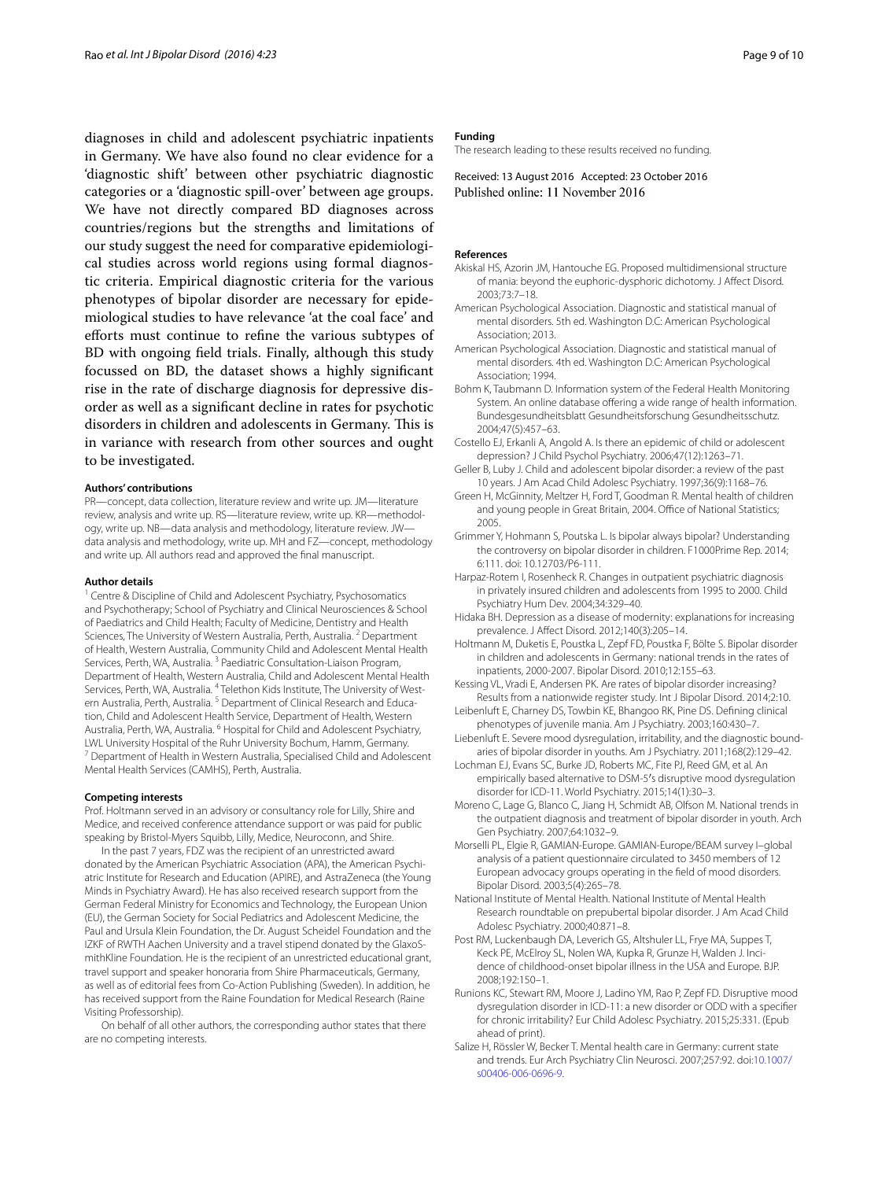diagnoses in child and adolescent psychiatric inpatients in Germany. We have also found no clear evidence for a 'diagnostic shift' between other psychiatric diagnostic categories or a 'diagnostic spill-over' between age groups. We have not directly compared BD diagnoses across countries/regions but the strengths and limitations of our study suggest the need for comparative epidemiological studies across world regions using formal diagnostic criteria. Empirical diagnostic criteria for the various phenotypes of bipolar disorder are necessary for epidemiological studies to have relevance 'at the coal face' and efforts must continue to refine the various subtypes of BD with ongoing field trials. Finally, although this study focussed on BD, the dataset shows a highly significant rise in the rate of discharge diagnosis for depressive disorder as well as a significant decline in rates for psychotic disorders in children and adolescents in Germany. This is in variance with research from other sources and ought to be investigated.

#### Authors' contributions

PR—concept, data collection, literature review and write up. JM—literature review, analysis and write up. RS—literature review, write up. KR—methodology, write up. NB—data analysis and methodology, literature review. JW—data analysis and methodology, write up. MH and FZ—concept, methodology and write up. All authors read and approved the final manuscript.

#### Author details

[1] Centre & Discipline of Child and Adolescent Psychiatry, Psychosomatics and Psychotherapy; School of Psychiatry and Clinical Neurosciences & School of Paediatrics and Child Health; Faculty of Medicine, Dentistry and Health Sciences, The University of Western Australia, Perth, Australia. [2] Department of Health, Western Australia, Community Child and Adolescent Mental Health Services, Perth, WA, Australia. [3] Paediatric Consultation-Liaison Program, Department of Health, Western Australia, Child and Adolescent Mental Health Services, Perth, WA, Australia. [4] Telethon Kids Institute, The University of Western Australia, Perth, Australia. [5] Department of Clinical Research and Education, Child and Adolescent Health Service, Department of Health, Western Australia, Perth, WA, Australia. [6] Hospital for Child and Adolescent Psychiatry, LWL University Hospital of the Ruhr University Bochum, Hamm, Germany. [7] Department of Health in Western Australia, Specialised Child and Adolescent Mental Health Services (CAMHS), Perth, Australia.

#### Competing interests

Prof. Holtmann served in an advisory or consultancy role for Lilly, Shire and Medice, and received conference attendance support or was paid for public speaking by Bristol-Myers Squibb, Lilly, Medice, Neuroconn, and Shire.

In the past 7 years, FDZ was the recipient of an unrestricted award donated by the American Psychiatric Association (APA), the American Psychiatric Institute for Research and Education (APIRE), and AstraZeneca (the Young Minds in Psychiatry Award). He has also received research support from the German Federal Ministry for Economics and Technology, the European Union (EU), the German Society for Social Pediatrics and Adolescent Medicine, the Paul and Ursula Klein Foundation, the Dr. August Scheidel Foundation and the IZKF of RWTH Aachen University and a travel stipend donated by the GlaxoSmithKline Foundation. He is the recipient of an unrestricted educational grant, travel support and speaker honoraria from Shire Pharmaceuticals, Germany, as well as of editorial fees from Co-Action Publishing (Sweden). In addition, he has received support from the Raine Foundation for Medical Research (Raine Visiting Professorship).

On behalf of all other authors, the corresponding author states that there are no competing interests.

#### Funding

The research leading to these results received no funding.

Received: 13 August 2016 Accepted: 23 October 2016
Published online: 11 November 2016

#### References

- Akiskal HS, Azorin JM, Hantouche EG. Proposed multidimensional structure of mania: beyond the euphoric-dysphoric dichotomy. J Affect Disord. 2003;73:7–18.
- American Psychological Association. Diagnostic and statistical manual of mental disorders. 5th ed. Washington D.C: American Psychological Association; 2013.
- American Psychological Association. Diagnostic and statistical manual of mental disorders. 4th ed. Washington D.C: American Psychological Association; 1994.
- Bohm K, Taubmann D. Information system of the Federal Health Monitoring System. An online database offering a wide range of health information. Bundesgesundheitsblatt Gesundheitsforschung Gesundheitsschutz. 2004;47(5):457–63.
- Costello EJ, Erkanli A, Angold A. Is there an epidemic of child or adolescent depression? J Child Psychol Psychiatry. 2006;47(12):1263–71.
- Geller B, Luby J. Child and adolescent bipolar disorder: a review of the past 10 years. J Am Acad Child Adolesc Psychiatry. 1997;36(9):1168–76.
- Green H, McGinnity, Meltzer H, Ford T, Goodman R. Mental health of children and young people in Great Britain, 2004. Office of National Statistics; 2005.
- Grimmer Y, Hohmann S, Poustka L. Is bipolar always bipolar? Understanding the controversy on bipolar disorder in children. F1000Prime Rep. 2014; 6:111. doi: 10.12703/P6-111.
- Harpaz-Rotem I, Rosenheck R. Changes in outpatient psychiatric diagnosis in privately insured children and adolescents from 1995 to 2000. Child Psychiatry Hum Dev. 2004;34:329–40.
- Hidaka BH. Depression as a disease of modernity: explanations for increasing prevalence. J Affect Disord. 2012;140(3):205–14.
- Holtmann M, Duketis E, Poustka L, Zepf FD, Poustka F, Bölte S. Bipolar disorder in children and adolescents in Germany: national trends in the rates of inpatients, 2000-2007. Bipolar Disord. 2010;12:155–63.
- Kessing VL, Vradi E, Andersen PK. Are rates of bipolar disorder increasing? Results from a nationwide register study. Int J Bipolar Disord. 2014;2:10.
- Leibenluft E, Charney DS, Towbin KE, Bhangoo RK, Pine DS. Defining clinical phenotypes of juvenile mania. Am J Psychiatry. 2003;160:430–7.
- Liebenluft E. Severe mood dysregulation, irritability, and the diagnostic boundaries of bipolar disorder in youths. Am J Psychiatry. 2011;168(2):129–42.
- Lochman EJ, Evans SC, Burke JD, Roberts MC, Fite PJ, Reed GM, et al. An empirically based alternative to DSM-5′s disruptive mood dysregulation disorder for ICD-11. World Psychiatry. 2015;14(1):30–3.
- Moreno C, Lage G, Blanco C, Jiang H, Schmidt AB, Olfson M. National trends in the outpatient diagnosis and treatment of bipolar disorder in youth. Arch Gen Psychiatry. 2007;64:1032–9.
- Morselli PL, Elgie R, GAMIAN-Europe. GAMIAN-Europe/BEAM survey I–global analysis of a patient questionnaire circulated to 3450 members of 12 European advocacy groups operating in the field of mood disorders. Bipolar Disord. 2003;5(4):265–78.
- National Institute of Mental Health. National Institute of Mental Health Research roundtable on prepubertal bipolar disorder. J Am Acad Child Adolesc Psychiatry. 2000;40:871–8.
- Post RM, Luckenbaugh DA, Leverich GS, Altshuler LL, Frye MA, Suppes T, Keck PE, McElroy SL, Nolen WA, Kupka R, Grunze H, Walden J. Incidence of childhood-onset bipolar illness in the USA and Europe. BJP. 2008;192:150–1.
- Runions KC, Stewart RM, Moore J, Ladino YM, Rao P, Zepf FD. Disruptive mood dysregulation disorder in ICD-11: a new disorder or ODD with a specifier for chronic irritability? Eur Child Adolesc Psychiatry. 2015;25:331. (Epub ahead of print).
- Salize H, Rössler W, Becker T. Mental health care in Germany: current state and trends. Eur Arch Psychiatry Clin Neurosci. 2007;257:92. doi:10.1007/s00406-006-0696-9.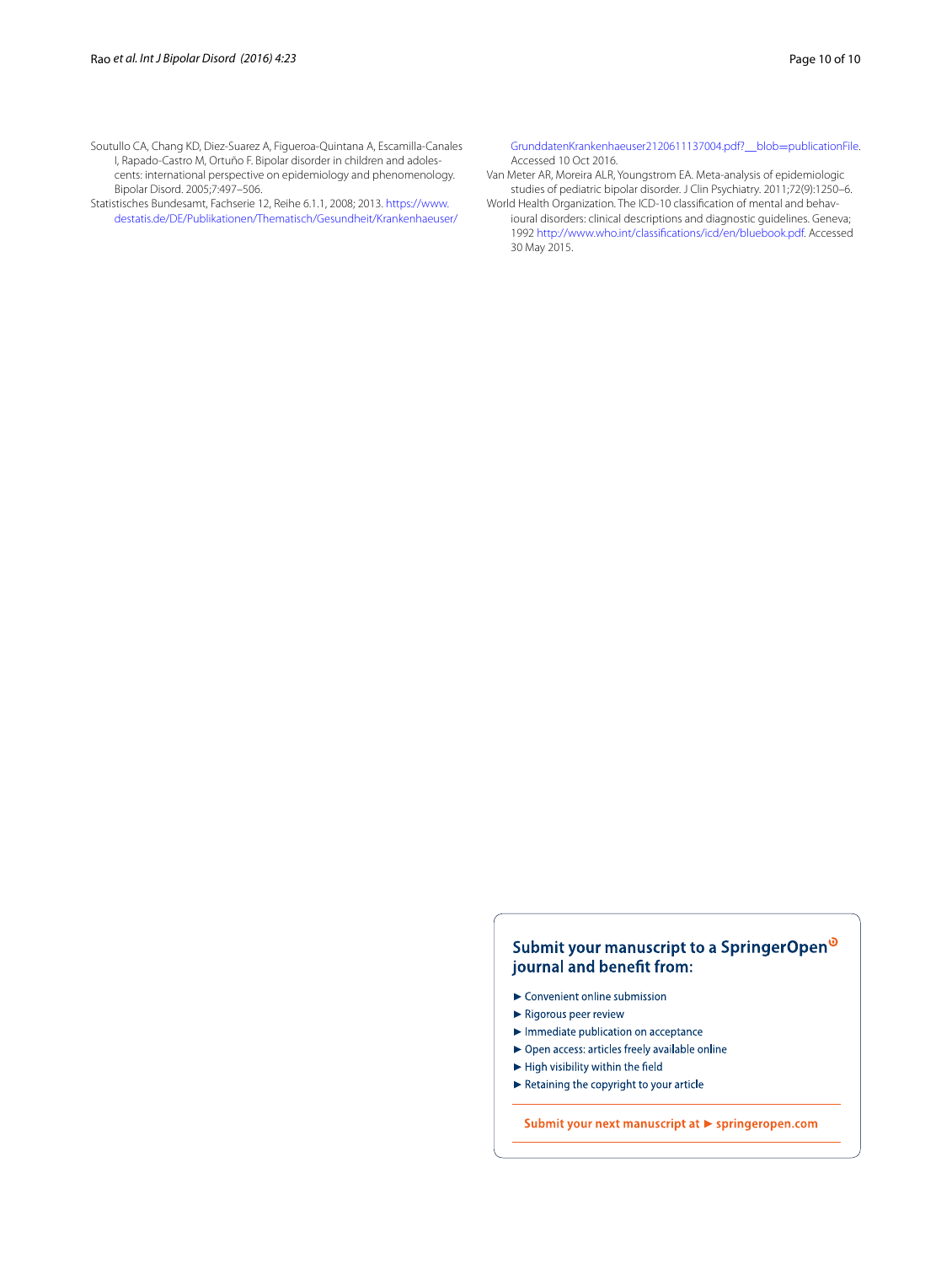Soutullo CA, Chang KD, Diez-Suarez A, Figueroa-Quintana A, Escamilla-Canales I, Rapado-Castro M, Ortuño F. Bipolar disorder in children and adolescents: international perspective on epidemiology and phenomenology. Bipolar Disord. 2005;7:497–506.

Statistisches Bundesamt, Fachserie 12, Reihe 6.1.1, 2008; 2013. https://www.destatis.de/DE/Publikationen/Thematisch/Gesundheit/Krankenhaeuser/GrunddatenKrankenhaeuser2120611137004.pdf?__blob=publicationFile. Accessed 10 Oct 2016.

Van Meter AR, Moreira ALR, Youngstrom EA. Meta-analysis of epidemiologic studies of pediatric bipolar disorder. J Clin Psychiatry. 2011;72(9):1250–6.

World Health Organization. The ICD-10 classification of mental and behavioural disorders: clinical descriptions and diagnostic guidelines. Geneva; 1992 http://www.who.int/classifications/icd/en/bluebook.pdf. Accessed 30 May 2015.

**Submit your manuscript to a SpringerOpen journal and benefit from:**

- ► Convenient online submission
- ► Rigorous peer review
- ► Immediate publication on acceptance
- ► Open access: articles freely available online
- ► High visibility within the field
- ► Retaining the copyright to your article

**Submit your next manuscript at ► springeropen.com**